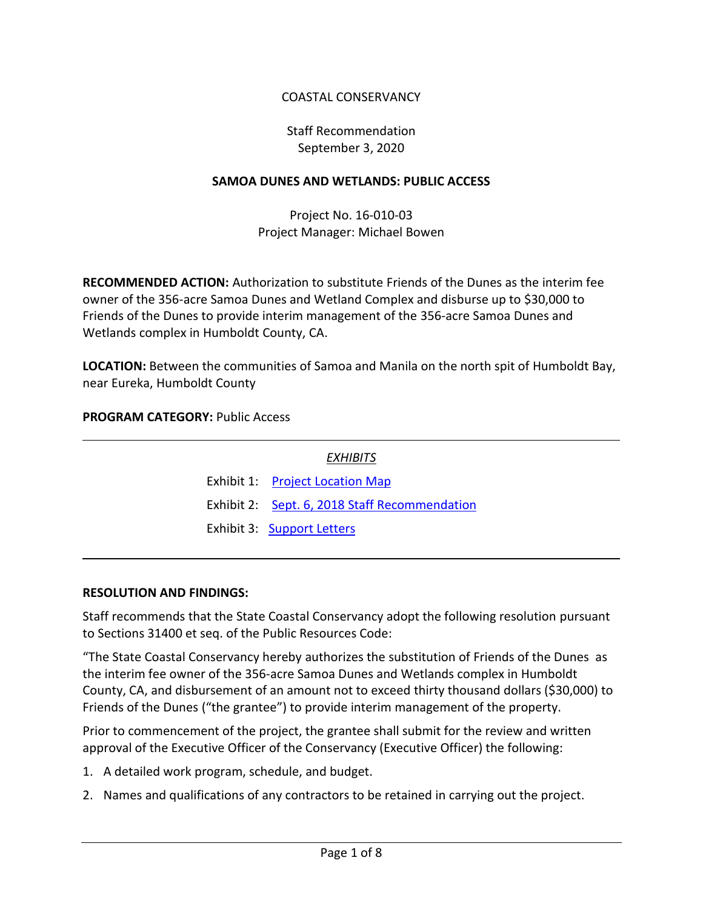COASTAL CONSERVANCY

Staff Recommendation
September 3, 2020

**SAMOA DUNES AND WETLANDS: PUBLIC ACCESS**

Project No. 16-010-03
Project Manager: Michael Bowen

**RECOMMENDED ACTION:** Authorization to substitute Friends of the Dunes as the interim fee owner of the 356-acre Samoa Dunes and Wetland Complex and disburse up to $30,000 to Friends of the Dunes to provide interim management of the 356-acre Samoa Dunes and Wetlands complex in Humboldt County, CA.

**LOCATION:** Between the communities of Samoa and Manila on the north spit of Humboldt Bay, near Eureka, Humboldt County

**PROGRAM CATEGORY:** Public Access

---

*EXHIBITS*

Exhibit 1: [Project Location Map]

Exhibit 2: [Sept. 6, 2018 Staff Recommendation]

Exhibit 3: [Support Letters]

---

**RESOLUTION AND FINDINGS:**

Staff recommends that the State Coastal Conservancy adopt the following resolution pursuant to Sections 31400 et seq. of the Public Resources Code:

"The State Coastal Conservancy hereby authorizes the substitution of Friends of the Dunes as the interim fee owner of the 356-acre Samoa Dunes and Wetlands complex in Humboldt County, CA, and disbursement of an amount not to exceed thirty thousand dollars ($30,000) to Friends of the Dunes ("the grantee") to provide interim management of the property.

Prior to commencement of the project, the grantee shall submit for the review and written approval of the Executive Officer of the Conservancy (Executive Officer) the following:

1. A detailed work program, schedule, and budget.
2. Names and qualifications of any contractors to be retained in carrying out the project.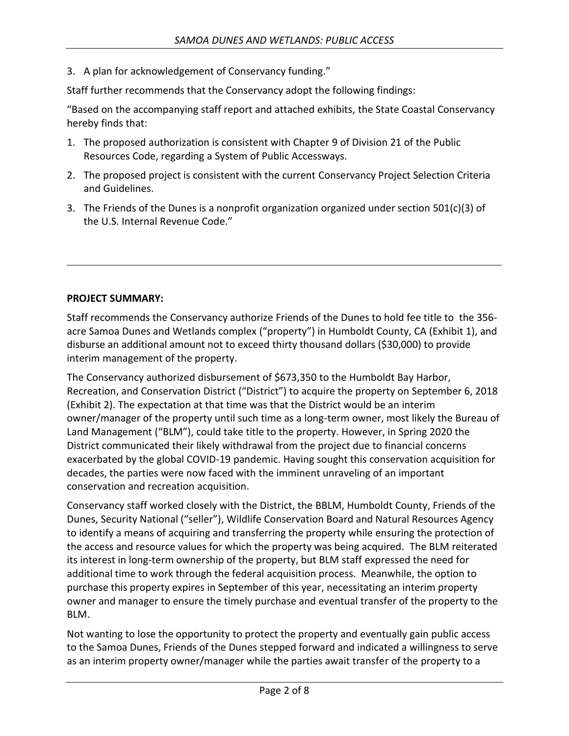3. A plan for acknowledgement of Conservancy funding."

Staff further recommends that the Conservancy adopt the following findings:

"Based on the accompanying staff report and attached exhibits, the State Coastal Conservancy hereby finds that:

1. The proposed authorization is consistent with Chapter 9 of Division 21 of the Public Resources Code, regarding a System of Public Accessways.
2. The proposed project is consistent with the current Conservancy Project Selection Criteria and Guidelines.
3. The Friends of the Dunes is a nonprofit organization organized under section 501(c)(3) of the U.S. Internal Revenue Code."

---

**PROJECT SUMMARY:**

Staff recommends the Conservancy authorize Friends of the Dunes to hold fee title to the 356-acre Samoa Dunes and Wetlands complex ("property") in Humboldt County, CA (Exhibit 1), and disburse an additional amount not to exceed thirty thousand dollars ($30,000) to provide interim management of the property.

The Conservancy authorized disbursement of $673,350 to the Humboldt Bay Harbor, Recreation, and Conservation District ("District") to acquire the property on September 6, 2018 (Exhibit 2). The expectation at that time was that the District would be an interim owner/manager of the property until such time as a long-term owner, most likely the Bureau of Land Management ("BLM"), could take title to the property. However, in Spring 2020 the District communicated their likely withdrawal from the project due to financial concerns exacerbated by the global COVID-19 pandemic. Having sought this conservation acquisition for decades, the parties were now faced with the imminent unraveling of an important conservation and recreation acquisition.

Conservancy staff worked closely with the District, the BBLM, Humboldt County, Friends of the Dunes, Security National ("seller"), Wildlife Conservation Board and Natural Resources Agency to identify a means of acquiring and transferring the property while ensuring the protection of the access and resource values for which the property was being acquired. The BLM reiterated its interest in long-term ownership of the property, but BLM staff expressed the need for additional time to work through the federal acquisition process. Meanwhile, the option to purchase this property expires in September of this year, necessitating an interim property owner and manager to ensure the timely purchase and eventual transfer of the property to the BLM.

Not wanting to lose the opportunity to protect the property and eventually gain public access to the Samoa Dunes, Friends of the Dunes stepped forward and indicated a willingness to serve as an interim property owner/manager while the parties await transfer of the property to a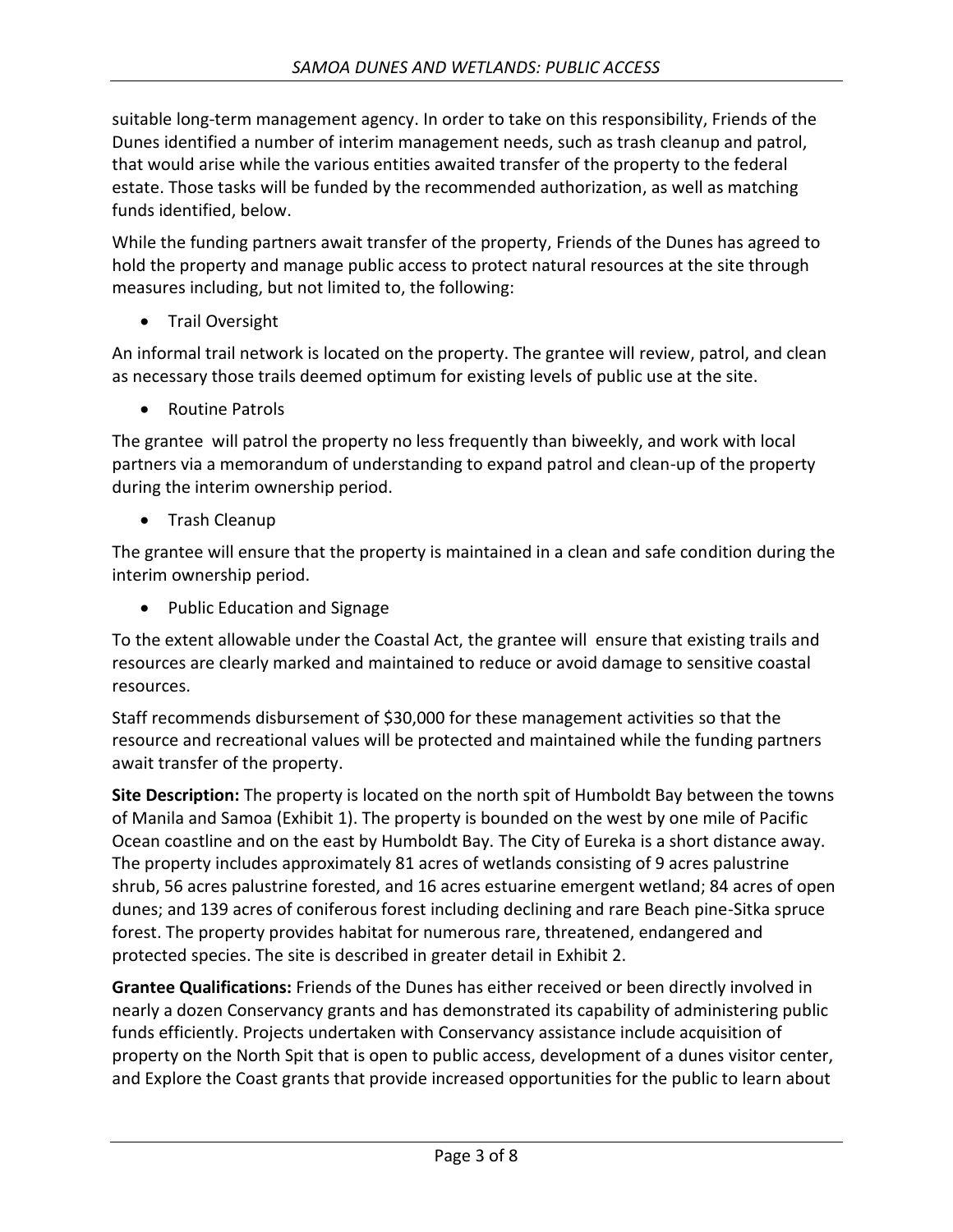suitable long-term management agency. In order to take on this responsibility, Friends of the Dunes identified a number of interim management needs, such as trash cleanup and patrol, that would arise while the various entities awaited transfer of the property to the federal estate. Those tasks will be funded by the recommended authorization, as well as matching funds identified, below.

While the funding partners await transfer of the property, Friends of the Dunes has agreed to hold the property and manage public access to protect natural resources at the site through measures including, but not limited to, the following:

- Trail Oversight

An informal trail network is located on the property. The grantee will review, patrol, and clean as necessary those trails deemed optimum for existing levels of public use at the site.

- Routine Patrols

The grantee will patrol the property no less frequently than biweekly, and work with local partners via a memorandum of understanding to expand patrol and clean-up of the property during the interim ownership period.

- Trash Cleanup

The grantee will ensure that the property is maintained in a clean and safe condition during the interim ownership period.

- Public Education and Signage

To the extent allowable under the Coastal Act, the grantee will ensure that existing trails and resources are clearly marked and maintained to reduce or avoid damage to sensitive coastal resources.

Staff recommends disbursement of $30,000 for these management activities so that the resource and recreational values will be protected and maintained while the funding partners await transfer of the property.

**Site Description:** The property is located on the north spit of Humboldt Bay between the towns of Manila and Samoa (Exhibit 1). The property is bounded on the west by one mile of Pacific Ocean coastline and on the east by Humboldt Bay. The City of Eureka is a short distance away. The property includes approximately 81 acres of wetlands consisting of 9 acres palustrine shrub, 56 acres palustrine forested, and 16 acres estuarine emergent wetland; 84 acres of open dunes; and 139 acres of coniferous forest including declining and rare Beach pine-Sitka spruce forest. The property provides habitat for numerous rare, threatened, endangered and protected species. The site is described in greater detail in Exhibit 2.

**Grantee Qualifications:** Friends of the Dunes has either received or been directly involved in nearly a dozen Conservancy grants and has demonstrated its capability of administering public funds efficiently. Projects undertaken with Conservancy assistance include acquisition of property on the North Spit that is open to public access, development of a dunes visitor center, and Explore the Coast grants that provide increased opportunities for the public to learn about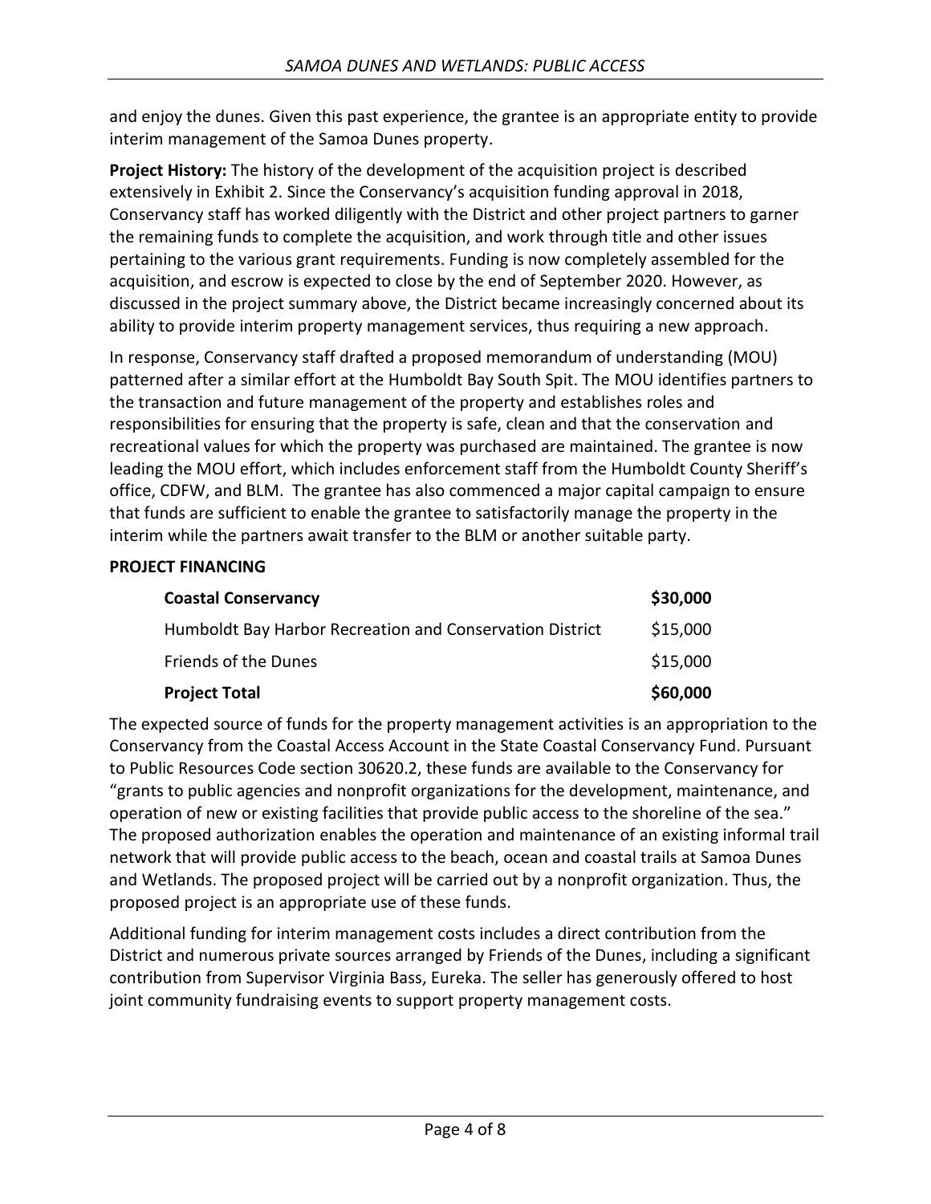and enjoy the dunes. Given this past experience, the grantee is an appropriate entity to provide interim management of the Samoa Dunes property.

**Project History:** The history of the development of the acquisition project is described extensively in Exhibit 2. Since the Conservancy's acquisition funding approval in 2018, Conservancy staff has worked diligently with the District and other project partners to garner the remaining funds to complete the acquisition, and work through title and other issues pertaining to the various grant requirements. Funding is now completely assembled for the acquisition, and escrow is expected to close by the end of September 2020. However, as discussed in the project summary above, the District became increasingly concerned about its ability to provide interim property management services, thus requiring a new approach.

In response, Conservancy staff drafted a proposed memorandum of understanding (MOU) patterned after a similar effort at the Humboldt Bay South Spit. The MOU identifies partners to the transaction and future management of the property and establishes roles and responsibilities for ensuring that the property is safe, clean and that the conservation and recreational values for which the property was purchased are maintained. The grantee is now leading the MOU effort, which includes enforcement staff from the Humboldt County Sheriff's office, CDFW, and BLM. The grantee has also commenced a major capital campaign to ensure that funds are sufficient to enable the grantee to satisfactorily manage the property in the interim while the partners await transfer to the BLM or another suitable party.

**PROJECT FINANCING**

| | |
|---|---|
| **Coastal Conservancy** | **$30,000** |
| Humboldt Bay Harbor Recreation and Conservation District | $15,000 |
| Friends of the Dunes | $15,000 |
| **Project Total** | **$60,000** |

The expected source of funds for the property management activities is an appropriation to the Conservancy from the Coastal Access Account in the State Coastal Conservancy Fund. Pursuant to Public Resources Code section 30620.2, these funds are available to the Conservancy for "grants to public agencies and nonprofit organizations for the development, maintenance, and operation of new or existing facilities that provide public access to the shoreline of the sea." The proposed authorization enables the operation and maintenance of an existing informal trail network that will provide public access to the beach, ocean and coastal trails at Samoa Dunes and Wetlands. The proposed project will be carried out by a nonprofit organization. Thus, the proposed project is an appropriate use of these funds.

Additional funding for interim management costs includes a direct contribution from the District and numerous private sources arranged by Friends of the Dunes, including a significant contribution from Supervisor Virginia Bass, Eureka. The seller has generously offered to host joint community fundraising events to support property management costs.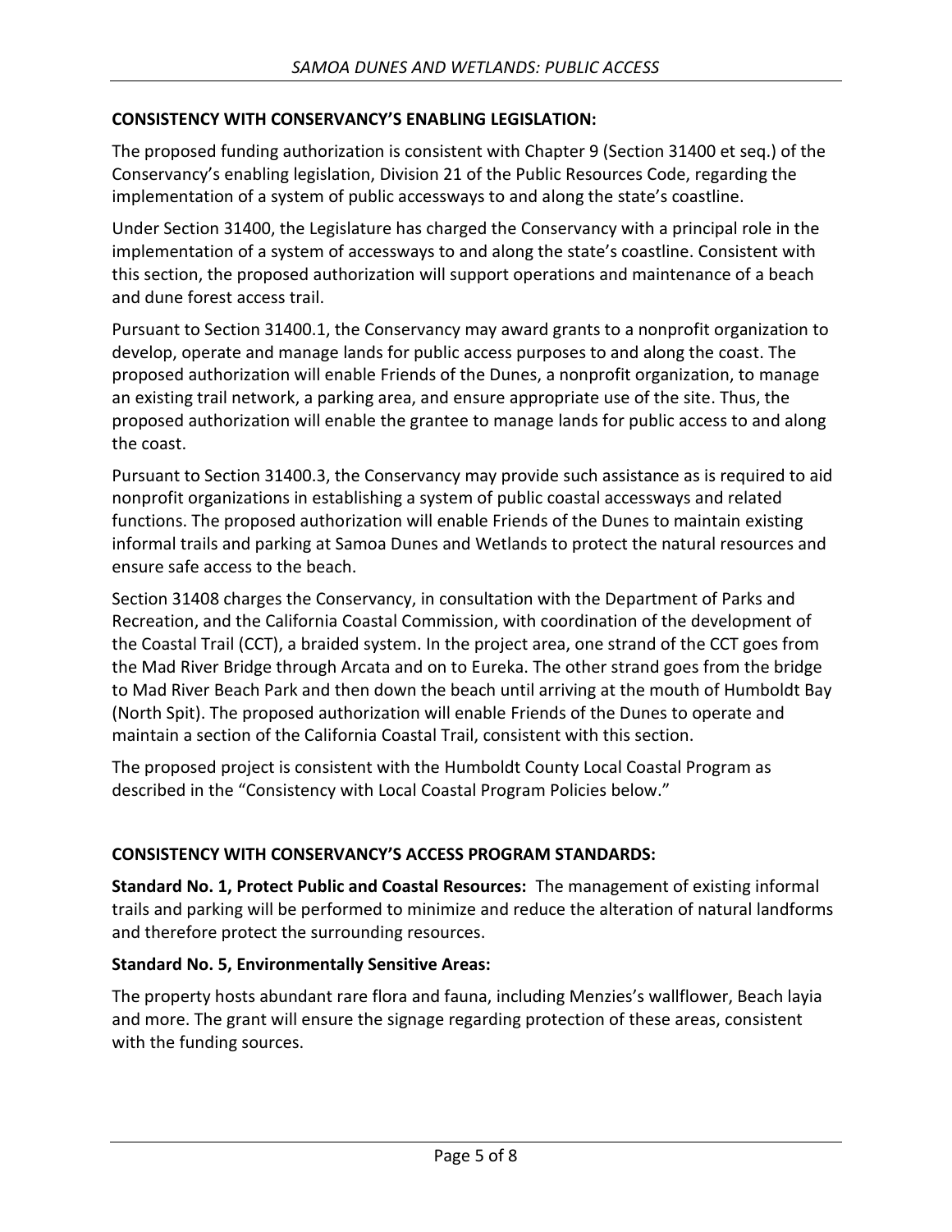## CONSISTENCY WITH CONSERVANCY'S ENABLING LEGISLATION:

The proposed funding authorization is consistent with Chapter 9 (Section 31400 et seq.) of the Conservancy's enabling legislation, Division 21 of the Public Resources Code, regarding the implementation of a system of public accessways to and along the state's coastline.

Under Section 31400, the Legislature has charged the Conservancy with a principal role in the implementation of a system of accessways to and along the state's coastline. Consistent with this section, the proposed authorization will support operations and maintenance of a beach and dune forest access trail.

Pursuant to Section 31400.1, the Conservancy may award grants to a nonprofit organization to develop, operate and manage lands for public access purposes to and along the coast. The proposed authorization will enable Friends of the Dunes, a nonprofit organization, to manage an existing trail network, a parking area, and ensure appropriate use of the site. Thus, the proposed authorization will enable the grantee to manage lands for public access to and along the coast.

Pursuant to Section 31400.3, the Conservancy may provide such assistance as is required to aid nonprofit organizations in establishing a system of public coastal accessways and related functions. The proposed authorization will enable Friends of the Dunes to maintain existing informal trails and parking at Samoa Dunes and Wetlands to protect the natural resources and ensure safe access to the beach.

Section 31408 charges the Conservancy, in consultation with the Department of Parks and Recreation, and the California Coastal Commission, with coordination of the development of the Coastal Trail (CCT), a braided system. In the project area, one strand of the CCT goes from the Mad River Bridge through Arcata and on to Eureka. The other strand goes from the bridge to Mad River Beach Park and then down the beach until arriving at the mouth of Humboldt Bay (North Spit). The proposed authorization will enable Friends of the Dunes to operate and maintain a section of the California Coastal Trail, consistent with this section.

The proposed project is consistent with the Humboldt County Local Coastal Program as described in the "Consistency with Local Coastal Program Policies below."

## CONSISTENCY WITH CONSERVANCY'S ACCESS PROGRAM STANDARDS:

**Standard No. 1, Protect Public and Coastal Resources:** The management of existing informal trails and parking will be performed to minimize and reduce the alteration of natural landforms and therefore protect the surrounding resources.

**Standard No. 5, Environmentally Sensitive Areas:**

The property hosts abundant rare flora and fauna, including Menzies's wallflower, Beach layia and more. The grant will ensure the signage regarding protection of these areas, consistent with the funding sources.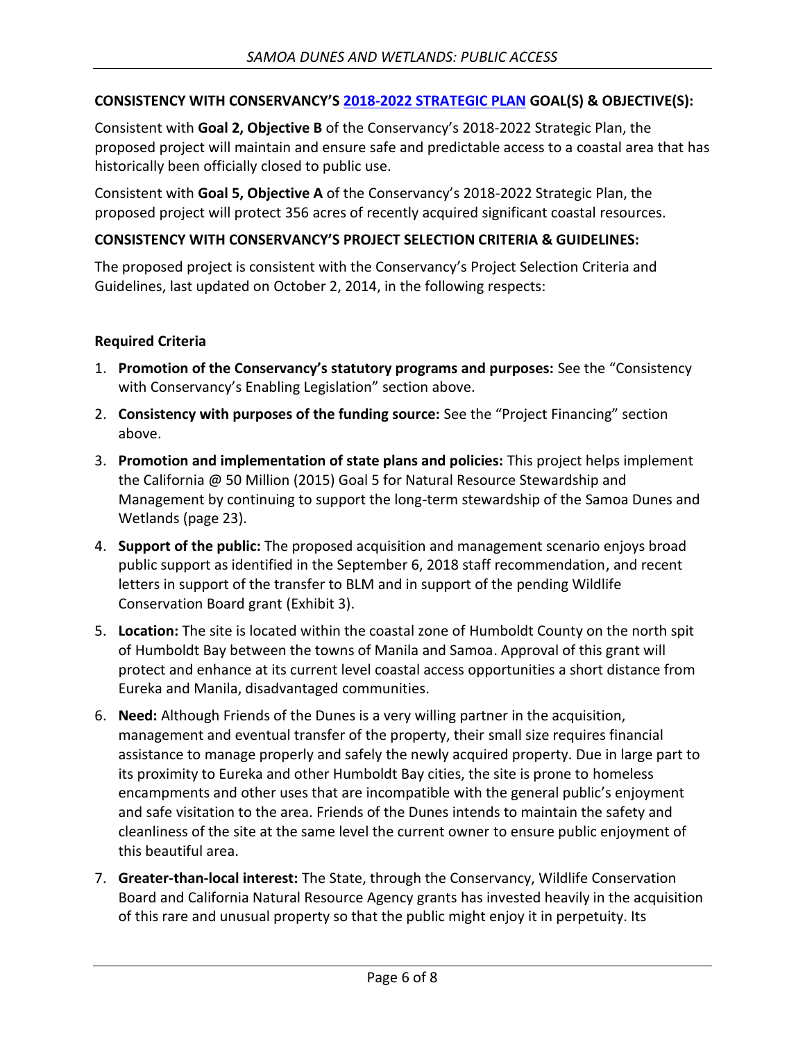**CONSISTENCY WITH CONSERVANCY'S [2018-2022 STRATEGIC PLAN](#) GOAL(S) & OBJECTIVE(S):**

Consistent with **Goal 2, Objective B** of the Conservancy's 2018-2022 Strategic Plan, the proposed project will maintain and ensure safe and predictable access to a coastal area that has historically been officially closed to public use.

Consistent with **Goal 5, Objective A** of the Conservancy's 2018-2022 Strategic Plan, the proposed project will protect 356 acres of recently acquired significant coastal resources.

**CONSISTENCY WITH CONSERVANCY'S PROJECT SELECTION CRITERIA & GUIDELINES:**

The proposed project is consistent with the Conservancy's Project Selection Criteria and Guidelines, last updated on October 2, 2014, in the following respects:

**Required Criteria**

1. **Promotion of the Conservancy's statutory programs and purposes:** See the "Consistency with Conservancy's Enabling Legislation" section above.
2. **Consistency with purposes of the funding source:** See the "Project Financing" section above.
3. **Promotion and implementation of state plans and policies:** This project helps implement the California @ 50 Million (2015) Goal 5 for Natural Resource Stewardship and Management by continuing to support the long-term stewardship of the Samoa Dunes and Wetlands (page 23).
4. **Support of the public:** The proposed acquisition and management scenario enjoys broad public support as identified in the September 6, 2018 staff recommendation, and recent letters in support of the transfer to BLM and in support of the pending Wildlife Conservation Board grant (Exhibit 3).
5. **Location:** The site is located within the coastal zone of Humboldt County on the north spit of Humboldt Bay between the towns of Manila and Samoa. Approval of this grant will protect and enhance at its current level coastal access opportunities a short distance from Eureka and Manila, disadvantaged communities.
6. **Need:** Although Friends of the Dunes is a very willing partner in the acquisition, management and eventual transfer of the property, their small size requires financial assistance to manage properly and safely the newly acquired property. Due in large part to its proximity to Eureka and other Humboldt Bay cities, the site is prone to homeless encampments and other uses that are incompatible with the general public's enjoyment and safe visitation to the area. Friends of the Dunes intends to maintain the safety and cleanliness of the site at the same level the current owner to ensure public enjoyment of this beautiful area.
7. **Greater-than-local interest:** The State, through the Conservancy, Wildlife Conservation Board and California Natural Resource Agency grants has invested heavily in the acquisition of this rare and unusual property so that the public might enjoy it in perpetuity. Its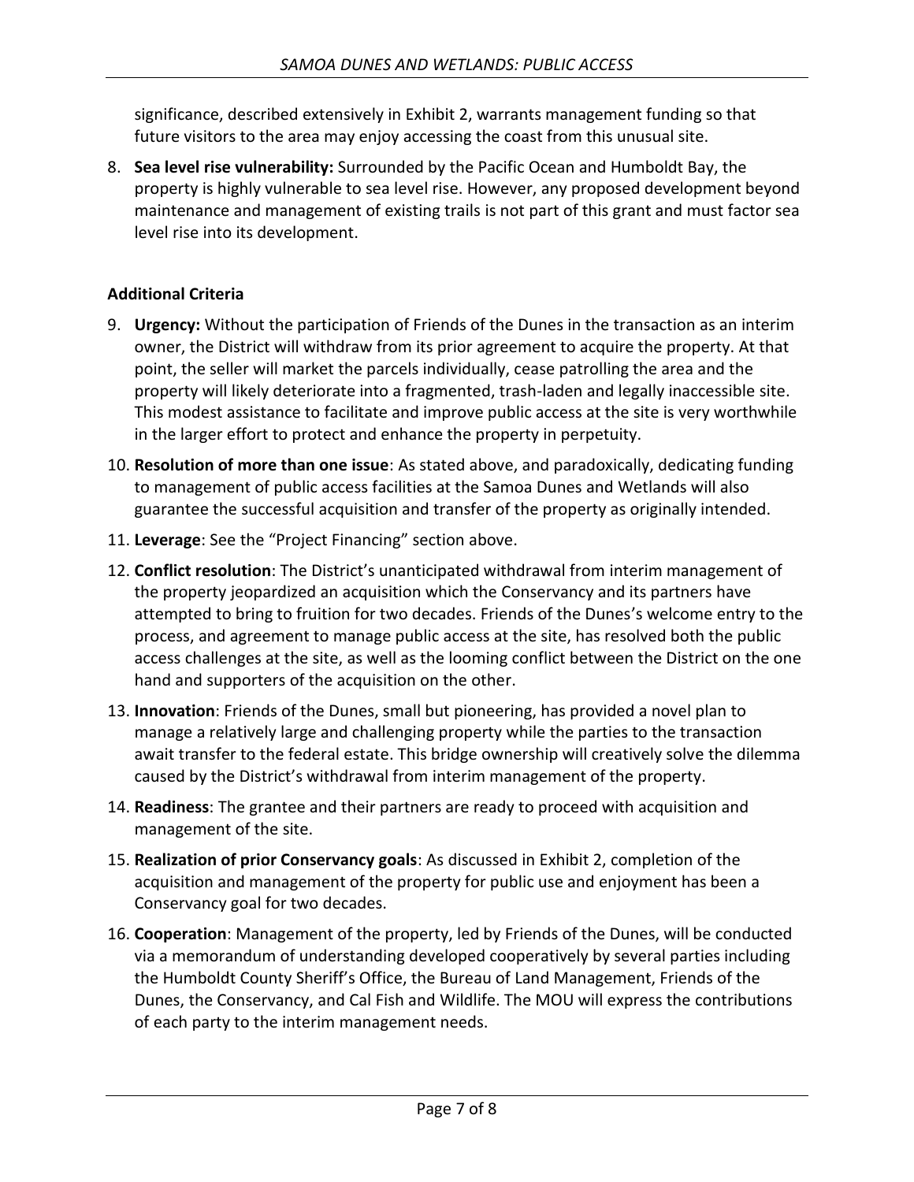significance, described extensively in Exhibit 2, warrants management funding so that future visitors to the area may enjoy accessing the coast from this unusual site.

8. **Sea level rise vulnerability:** Surrounded by the Pacific Ocean and Humboldt Bay, the property is highly vulnerable to sea level rise. However, any proposed development beyond maintenance and management of existing trails is not part of this grant and must factor sea level rise into its development.

**Additional Criteria**

9. **Urgency:** Without the participation of Friends of the Dunes in the transaction as an interim owner, the District will withdraw from its prior agreement to acquire the property. At that point, the seller will market the parcels individually, cease patrolling the area and the property will likely deteriorate into a fragmented, trash-laden and legally inaccessible site. This modest assistance to facilitate and improve public access at the site is very worthwhile in the larger effort to protect and enhance the property in perpetuity.
10. **Resolution of more than one issue**: As stated above, and paradoxically, dedicating funding to management of public access facilities at the Samoa Dunes and Wetlands will also guarantee the successful acquisition and transfer of the property as originally intended.
11. **Leverage**: See the "Project Financing" section above.
12. **Conflict resolution**: The District's unanticipated withdrawal from interim management of the property jeopardized an acquisition which the Conservancy and its partners have attempted to bring to fruition for two decades. Friends of the Dunes's welcome entry to the process, and agreement to manage public access at the site, has resolved both the public access challenges at the site, as well as the looming conflict between the District on the one hand and supporters of the acquisition on the other.
13. **Innovation**: Friends of the Dunes, small but pioneering, has provided a novel plan to manage a relatively large and challenging property while the parties to the transaction await transfer to the federal estate. This bridge ownership will creatively solve the dilemma caused by the District's withdrawal from interim management of the property.
14. **Readiness**: The grantee and their partners are ready to proceed with acquisition and management of the site.
15. **Realization of prior Conservancy goals**: As discussed in Exhibit 2, completion of the acquisition and management of the property for public use and enjoyment has been a Conservancy goal for two decades.
16. **Cooperation**: Management of the property, led by Friends of the Dunes, will be conducted via a memorandum of understanding developed cooperatively by several parties including the Humboldt County Sheriff's Office, the Bureau of Land Management, Friends of the Dunes, the Conservancy, and Cal Fish and Wildlife. The MOU will express the contributions of each party to the interim management needs.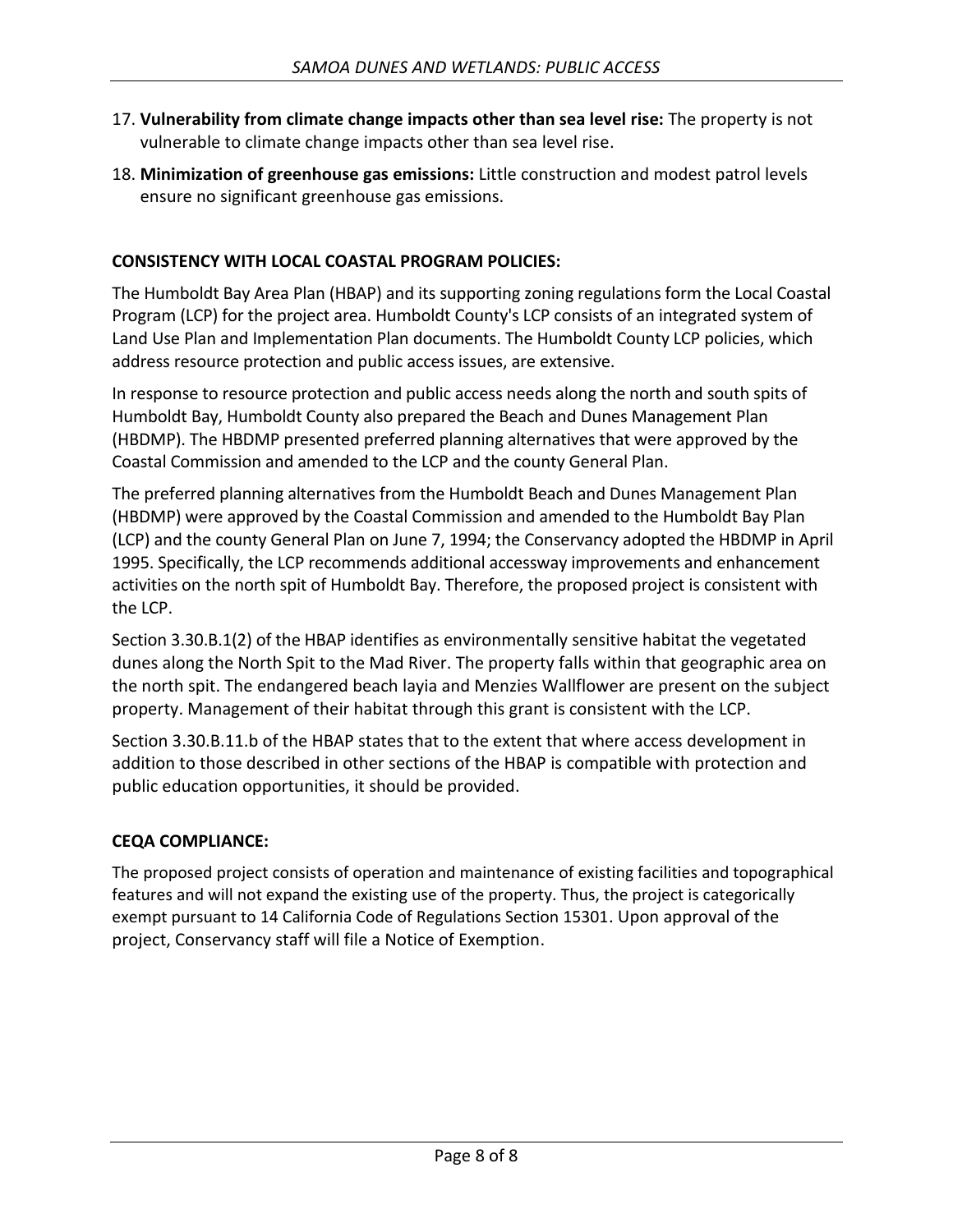17. **Vulnerability from climate change impacts other than sea level rise:** The property is not vulnerable to climate change impacts other than sea level rise.
18. **Minimization of greenhouse gas emissions:** Little construction and modest patrol levels ensure no significant greenhouse gas emissions.

## CONSISTENCY WITH LOCAL COASTAL PROGRAM POLICIES:

The Humboldt Bay Area Plan (HBAP) and its supporting zoning regulations form the Local Coastal Program (LCP) for the project area. Humboldt County's LCP consists of an integrated system of Land Use Plan and Implementation Plan documents. The Humboldt County LCP policies, which address resource protection and public access issues, are extensive.

In response to resource protection and public access needs along the north and south spits of Humboldt Bay, Humboldt County also prepared the Beach and Dunes Management Plan (HBDMP). The HBDMP presented preferred planning alternatives that were approved by the Coastal Commission and amended to the LCP and the county General Plan.

The preferred planning alternatives from the Humboldt Beach and Dunes Management Plan (HBDMP) were approved by the Coastal Commission and amended to the Humboldt Bay Plan (LCP) and the county General Plan on June 7, 1994; the Conservancy adopted the HBDMP in April 1995. Specifically, the LCP recommends additional accessway improvements and enhancement activities on the north spit of Humboldt Bay. Therefore, the proposed project is consistent with the LCP.

Section 3.30.B.1(2) of the HBAP identifies as environmentally sensitive habitat the vegetated dunes along the North Spit to the Mad River. The property falls within that geographic area on the north spit. The endangered beach layia and Menzies Wallflower are present on the subject property. Management of their habitat through this grant is consistent with the LCP.

Section 3.30.B.11.b of the HBAP states that to the extent that where access development in addition to those described in other sections of the HBAP is compatible with protection and public education opportunities, it should be provided.

## CEQA COMPLIANCE:

The proposed project consists of operation and maintenance of existing facilities and topographical features and will not expand the existing use of the property. Thus, the project is categorically exempt pursuant to 14 California Code of Regulations Section 15301. Upon approval of the project, Conservancy staff will file a Notice of Exemption.